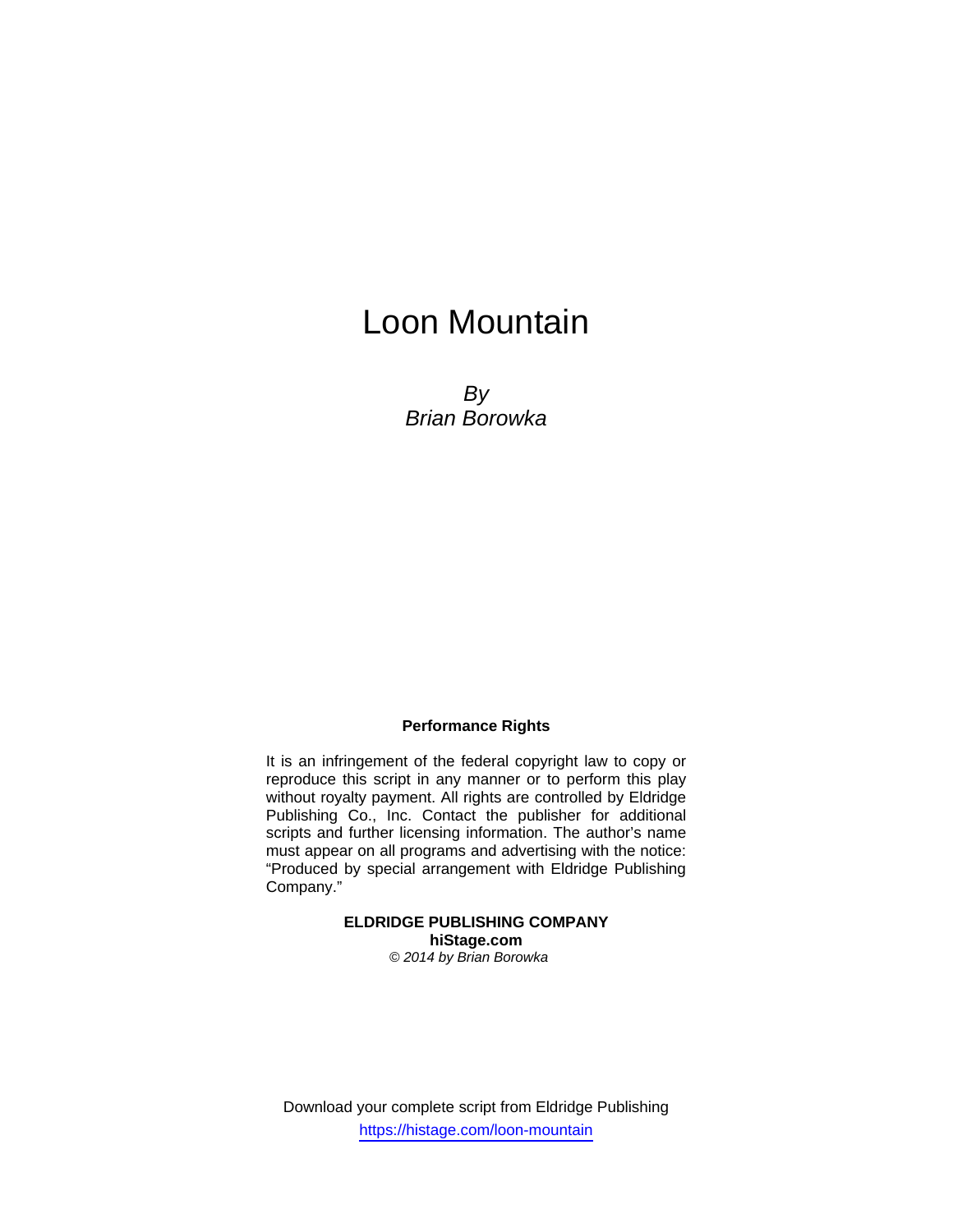# Loon Mountain

*By*
*Brian Borowka*

**Performance Rights**

It is an infringement of the federal copyright law to copy or reproduce this script in any manner or to perform this play without royalty payment. All rights are controlled by Eldridge Publishing Co., Inc. Contact the publisher for additional scripts and further licensing information. The author's name must appear on all programs and advertising with the notice: "Produced by special arrangement with Eldridge Publishing Company."

**ELDRIDGE PUBLISHING COMPANY**
**hiStage.com**
*© 2014 by Brian Borowka*

Download your complete script from Eldridge Publishing
https://histage.com/loon-mountain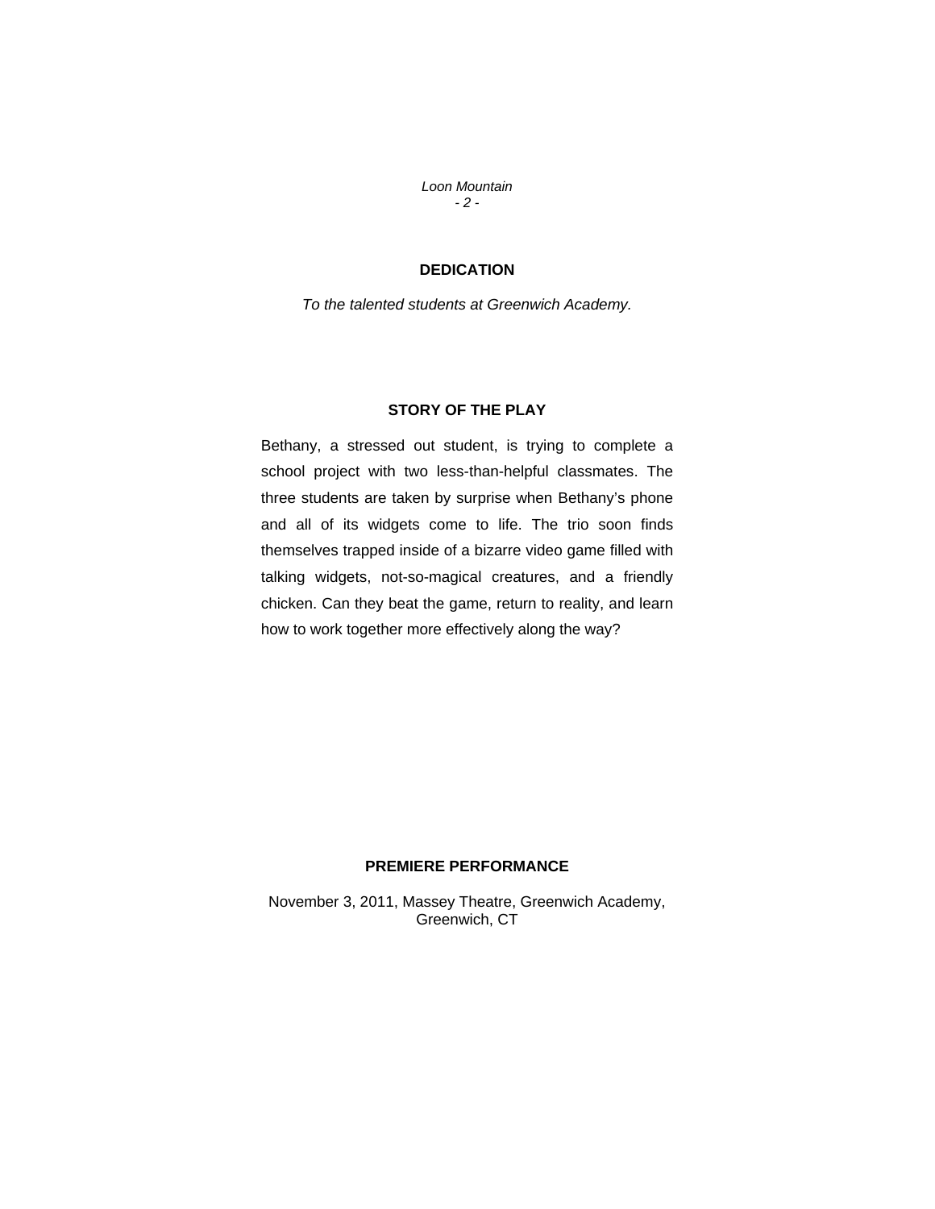## DEDICATION

*To the talented students at Greenwich Academy.*

## STORY OF THE PLAY

Bethany, a stressed out student, is trying to complete a school project with two less-than-helpful classmates. The three students are taken by surprise when Bethany's phone and all of its widgets come to life. The trio soon finds themselves trapped inside of a bizarre video game filled with talking widgets, not-so-magical creatures, and a friendly chicken. Can they beat the game, return to reality, and learn how to work together more effectively along the way?

## PREMIERE PERFORMANCE

November 3, 2011, Massey Theatre, Greenwich Academy, Greenwich, CT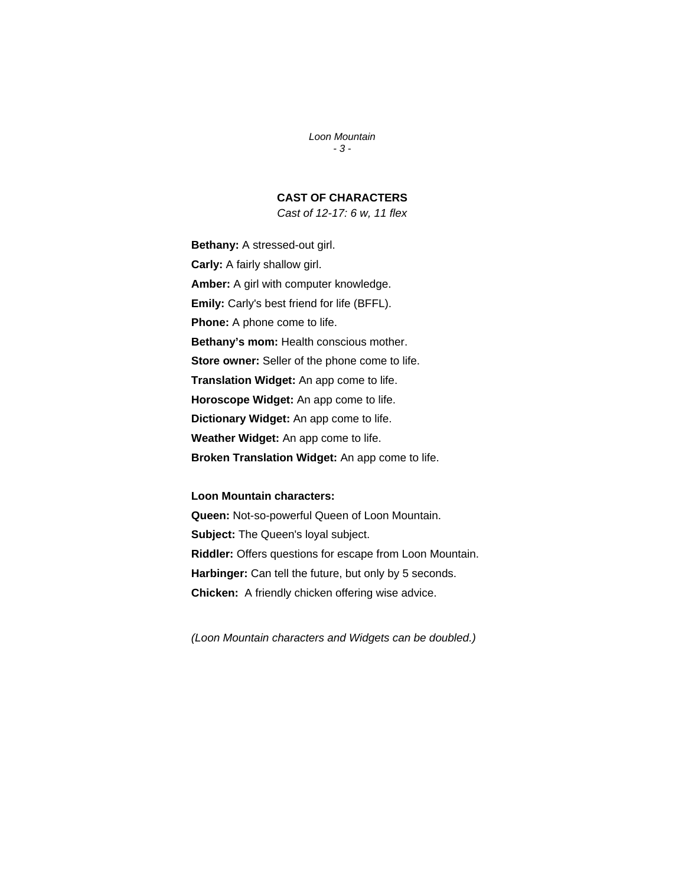## CAST OF CHARACTERS

*Cast of 12-17: 6 w, 11 flex*

**Bethany:** A stressed-out girl.

**Carly:** A fairly shallow girl.

**Amber:** A girl with computer knowledge.

**Emily:** Carly's best friend for life (BFFL).

**Phone:** A phone come to life.

**Bethany's mom:** Health conscious mother.

**Store owner:** Seller of the phone come to life.

**Translation Widget:** An app come to life.

**Horoscope Widget:** An app come to life.

**Dictionary Widget:** An app come to life.

**Weather Widget:** An app come to life.

**Broken Translation Widget:** An app come to life.

**Loon Mountain characters:**

**Queen:** Not-so-powerful Queen of Loon Mountain.

**Subject:** The Queen's loyal subject.

**Riddler:** Offers questions for escape from Loon Mountain.

**Harbinger:** Can tell the future, but only by 5 seconds.

**Chicken:** A friendly chicken offering wise advice.

*(Loon Mountain characters and Widgets can be doubled.)*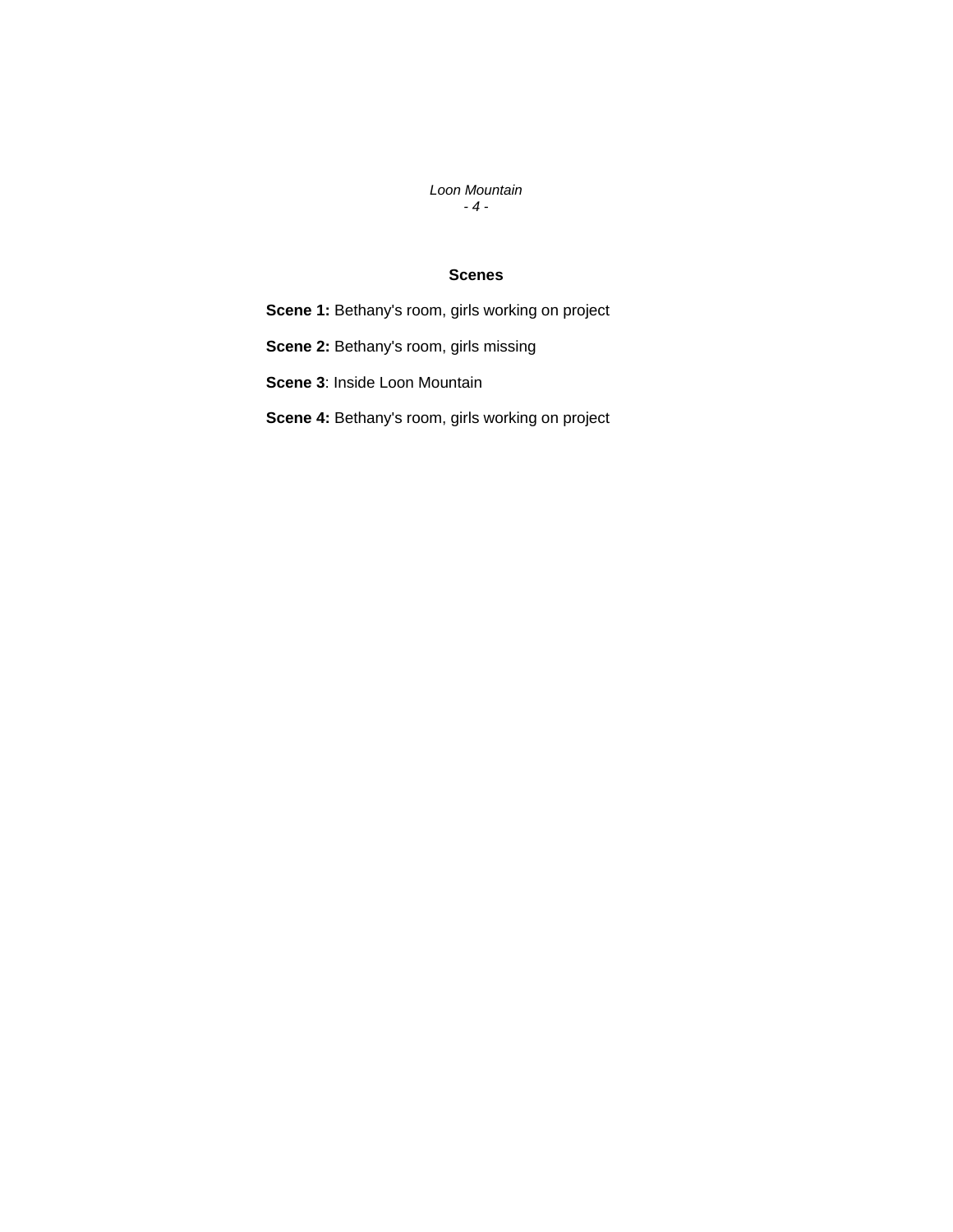## Scenes

**Scene 1:** Bethany's room, girls working on project

**Scene 2:** Bethany's room, girls missing

**Scene 3**: Inside Loon Mountain

**Scene 4:** Bethany's room, girls working on project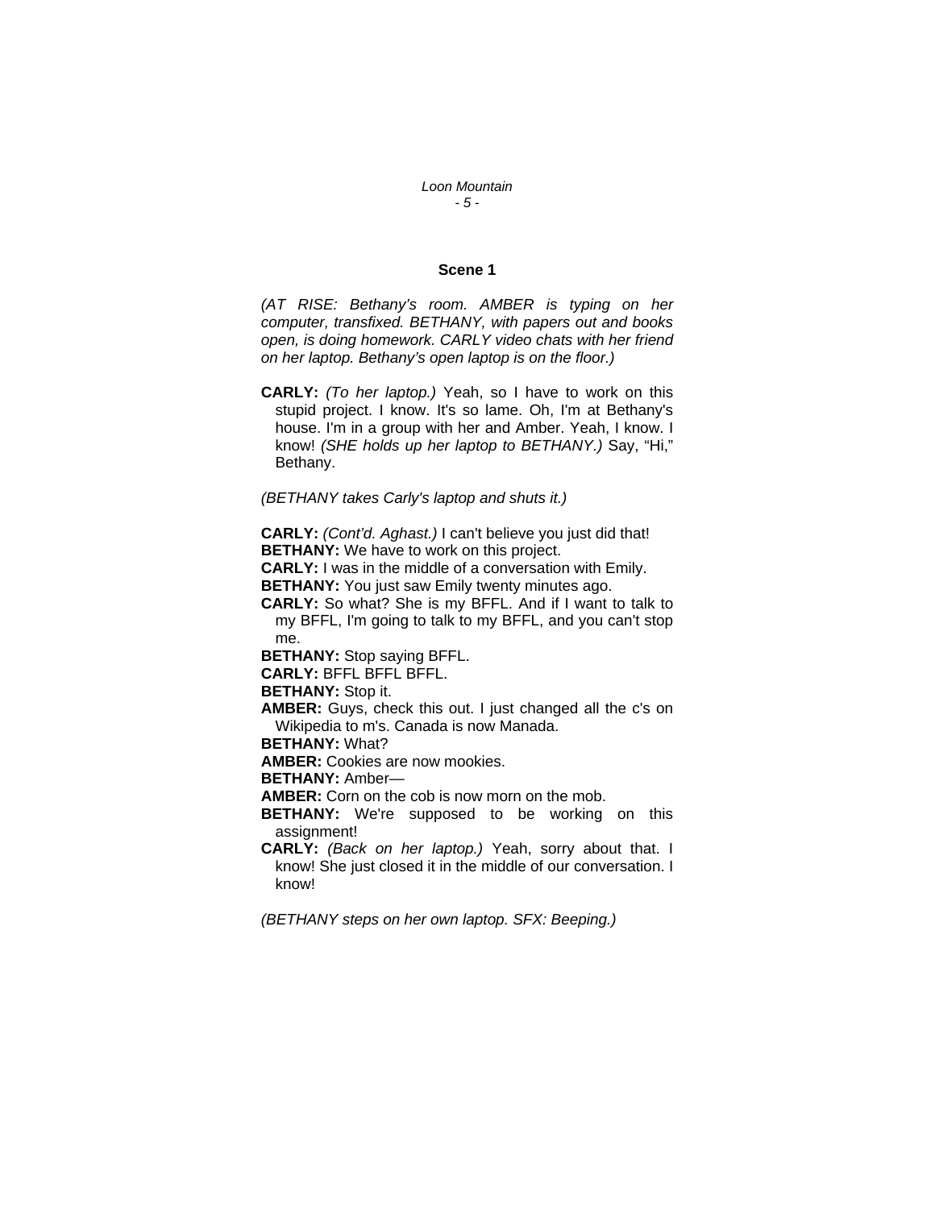## Scene 1

*(AT RISE: Bethany's room. AMBER is typing on her computer, transfixed. BETHANY, with papers out and books open, is doing homework. CARLY video chats with her friend on her laptop. Bethany's open laptop is on the floor.)*

**CARLY:** *(To her laptop.)* Yeah, so I have to work on this stupid project. I know. It's so lame. Oh, I'm at Bethany's house. I'm in a group with her and Amber. Yeah, I know. I know! *(SHE holds up her laptop to BETHANY.)* Say, "Hi," Bethany.

*(BETHANY takes Carly's laptop and shuts it.)*

**CARLY:** *(Cont'd. Aghast.)* I can't believe you just did that!
**BETHANY:** We have to work on this project.
**CARLY:** I was in the middle of a conversation with Emily.
**BETHANY:** You just saw Emily twenty minutes ago.
**CARLY:** So what? She is my BFFL. And if I want to talk to my BFFL, I'm going to talk to my BFFL, and you can't stop me.
**BETHANY:** Stop saying BFFL.
**CARLY:** BFFL BFFL BFFL.
**BETHANY:** Stop it.
**AMBER:** Guys, check this out. I just changed all the c's on Wikipedia to m's. Canada is now Manada.
**BETHANY:** What?
**AMBER:** Cookies are now mookies.
**BETHANY:** Amber—
**AMBER:** Corn on the cob is now morn on the mob.
**BETHANY:** We're supposed to be working on this assignment!
**CARLY:** *(Back on her laptop.)* Yeah, sorry about that. I know! She just closed it in the middle of our conversation. I know!

*(BETHANY steps on her own laptop. SFX: Beeping.)*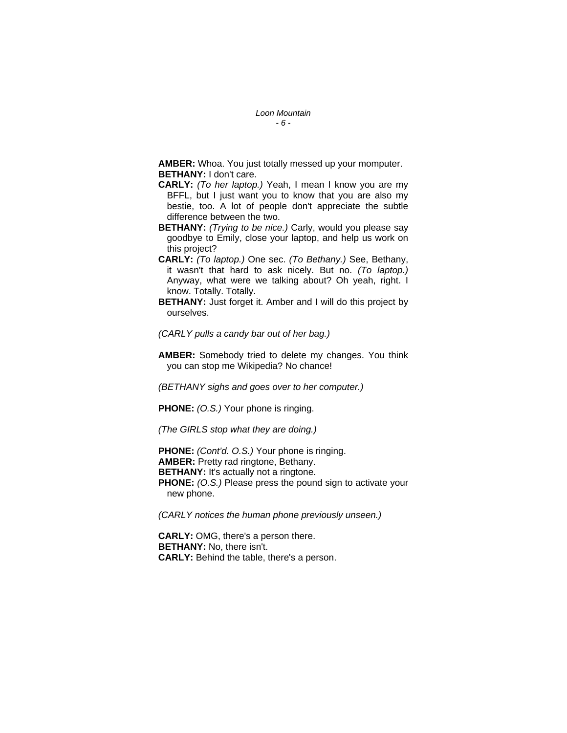**AMBER:** Whoa. You just totally messed up your momputer.

**BETHANY:** I don't care.

**CARLY:** *(To her laptop.)* Yeah, I mean I know you are my BFFL, but I just want you to know that you are also my bestie, too. A lot of people don't appreciate the subtle difference between the two.

**BETHANY:** *(Trying to be nice.)* Carly, would you please say goodbye to Emily, close your laptop, and help us work on this project?

**CARLY:** *(To laptop.)* One sec. *(To Bethany.)* See, Bethany, it wasn't that hard to ask nicely. But no. *(To laptop.)* Anyway, what were we talking about? Oh yeah, right. I know. Totally. Totally.

**BETHANY:** Just forget it. Amber and I will do this project by ourselves.

*(CARLY pulls a candy bar out of her bag.)*

**AMBER:** Somebody tried to delete my changes. You think you can stop me Wikipedia? No chance!

*(BETHANY sighs and goes over to her computer.)*

**PHONE:** *(O.S.)* Your phone is ringing.

*(The GIRLS stop what they are doing.)*

**PHONE:** *(Cont'd. O.S.)* Your phone is ringing.

**AMBER:** Pretty rad ringtone, Bethany.

**BETHANY:** It's actually not a ringtone.

**PHONE:** *(O.S.)* Please press the pound sign to activate your new phone.

*(CARLY notices the human phone previously unseen.)*

**CARLY:** OMG, there's a person there.

**BETHANY:** No, there isn't.

**CARLY:** Behind the table, there's a person.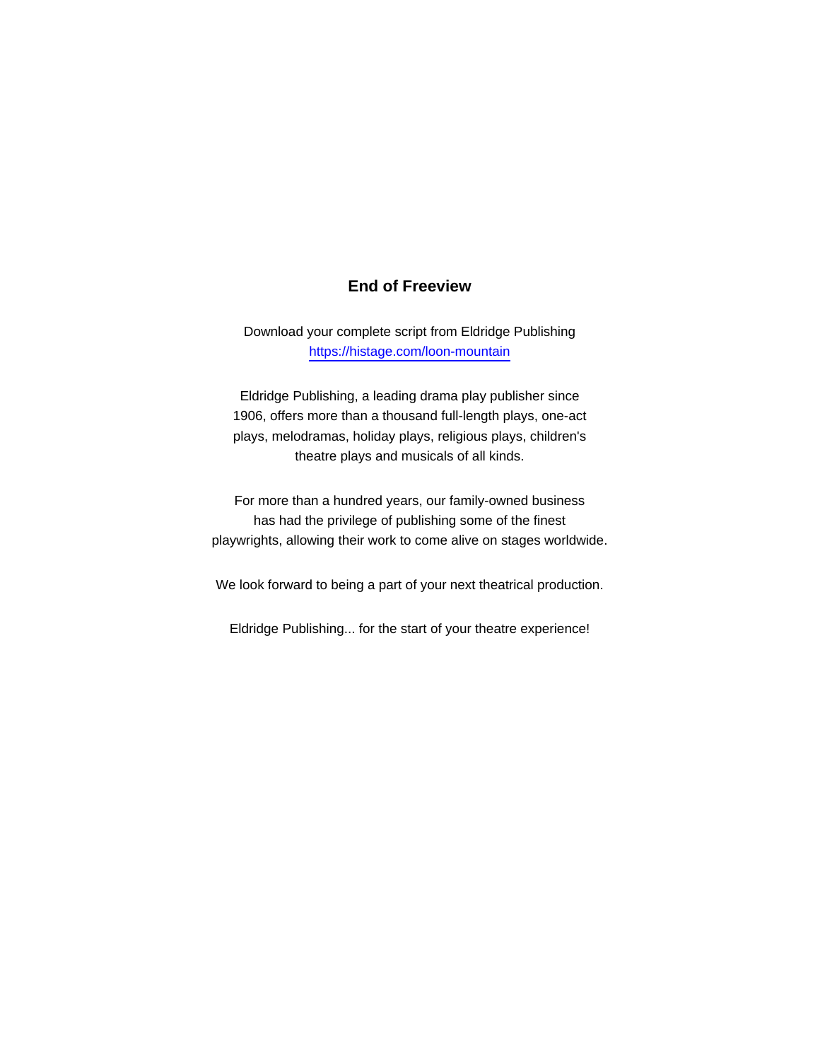## End of Freeview

Download your complete script from Eldridge Publishing
https://histage.com/loon-mountain

Eldridge Publishing, a leading drama play publisher since 1906, offers more than a thousand full-length plays, one-act plays, melodramas, holiday plays, religious plays, children's theatre plays and musicals of all kinds.

For more than a hundred years, our family-owned business has had the privilege of publishing some of the finest playwrights, allowing their work to come alive on stages worldwide.

We look forward to being a part of your next theatrical production.

Eldridge Publishing... for the start of your theatre experience!